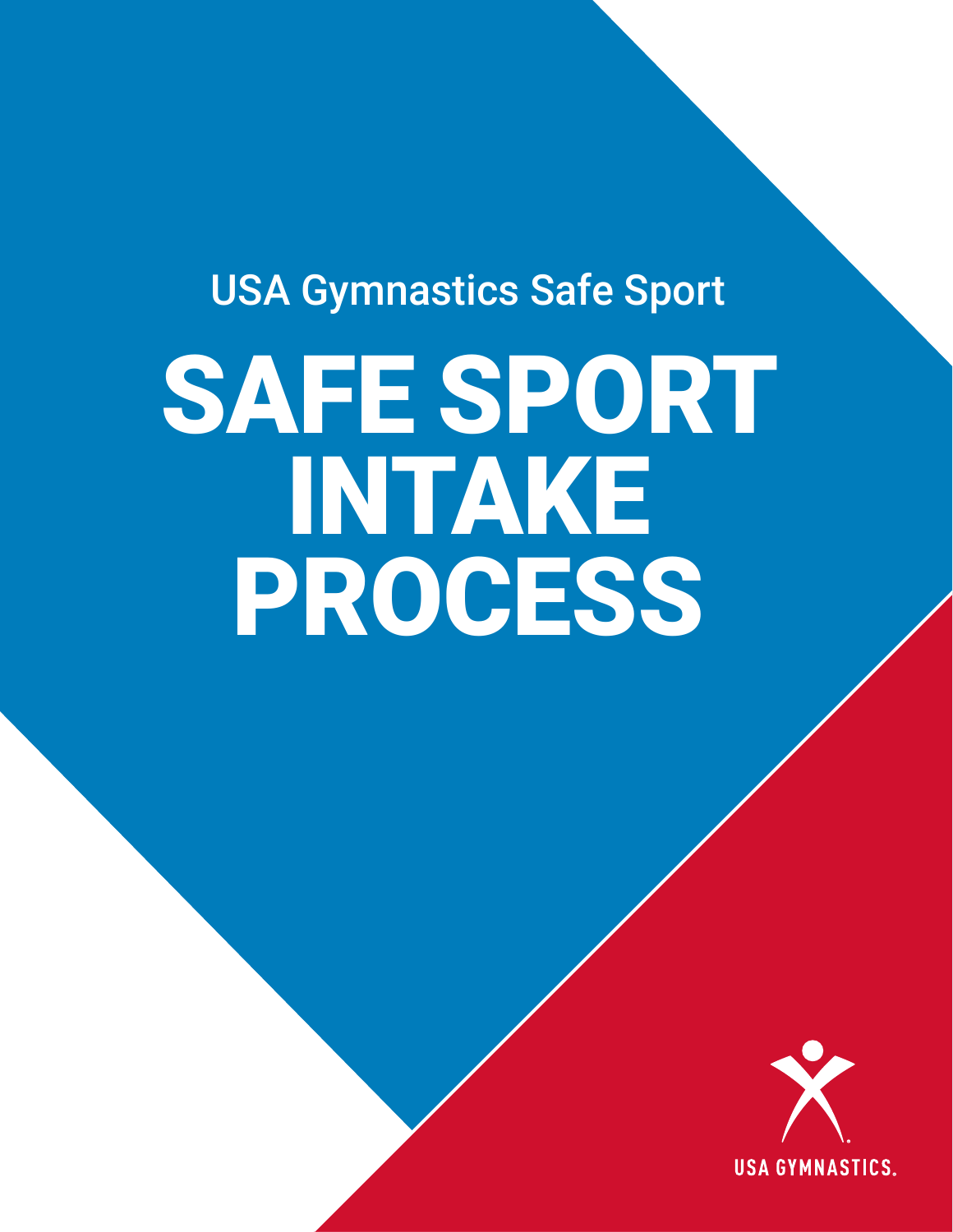USA Gymnastics Safe Sport

# SAFE SPORT INTAKE PROCESS

USA GYMNASTICS.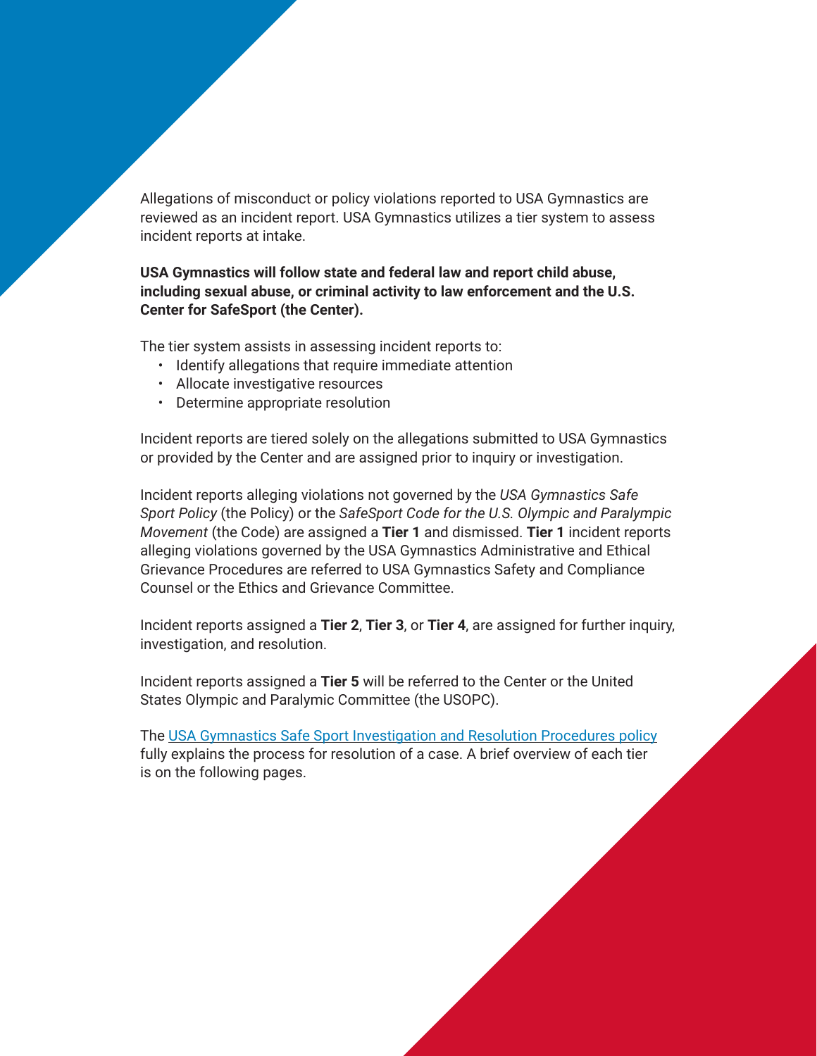Allegations of misconduct or policy violations reported to USA Gymnastics are reviewed as an incident report. USA Gymnastics utilizes a tier system to assess incident reports at intake.

**USA Gymnastics will follow state and federal law and report child abuse, including sexual abuse, or criminal activity to law enforcement and the U.S. Center for SafeSport (the Center).**

The tier system assists in assessing incident reports to:

- Identify allegations that require immediate attention
- Allocate investigative resources
- Determine appropriate resolution

Incident reports are tiered solely on the allegations submitted to USA Gymnastics or provided by the Center and are assigned prior to inquiry or investigation.

Incident reports alleging violations not governed by the *USA Gymnastics Safe Sport Policy* (the Policy) or the *SafeSport Code for the U.S. Olympic and Paralympic Movement* (the Code) are assigned a **Tier 1** and dismissed. **Tier 1** incident reports alleging violations governed by the USA Gymnastics Administrative and Ethical Grievance Procedures are referred to USA Gymnastics Safety and Compliance Counsel or the Ethics and Grievance Committee.

Incident reports assigned a **Tier 2**, **Tier 3**, or **Tier 4**, are assigned for further inquiry, investigation, and resolution.

Incident reports assigned a **Tier 5** will be referred to the Center or the United States Olympic and Paralymic Committee (the USOPC).

The USA Gymnastics Safe Sport Investigation and Resolution Procedures policy fully explains the process for resolution of a case. A brief overview of each tier is on the following pages.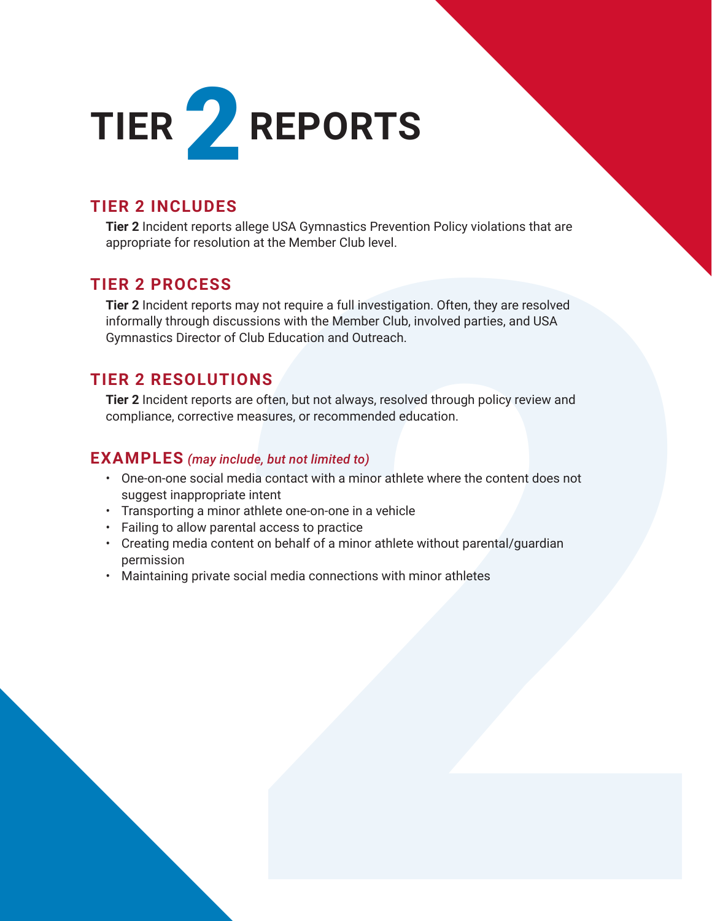# TIER 2 REPORTS

## TIER 2 INCLUDES

**Tier 2** Incident reports allege USA Gymnastics Prevention Policy violations that are appropriate for resolution at the Member Club level.

## TIER 2 PROCESS

**Tier 2** Incident reports may not require a full investigation. Often, they are resolved informally through discussions with the Member Club, involved parties, and USA Gymnastics Director of Club Education and Outreach.

## TIER 2 RESOLUTIONS

**Tier 2** Incident reports are often, but not always, resolved through policy review and compliance, corrective measures, or recommended education.

## EXAMPLES *(may include, but not limited to)*

- One-on-one social media contact with a minor athlete where the content does not suggest inappropriate intent
- Transporting a minor athlete one-on-one in a vehicle
- Failing to allow parental access to practice
- Creating media content on behalf of a minor athlete without parental/guardian permission
- Maintaining private social media connections with minor athletes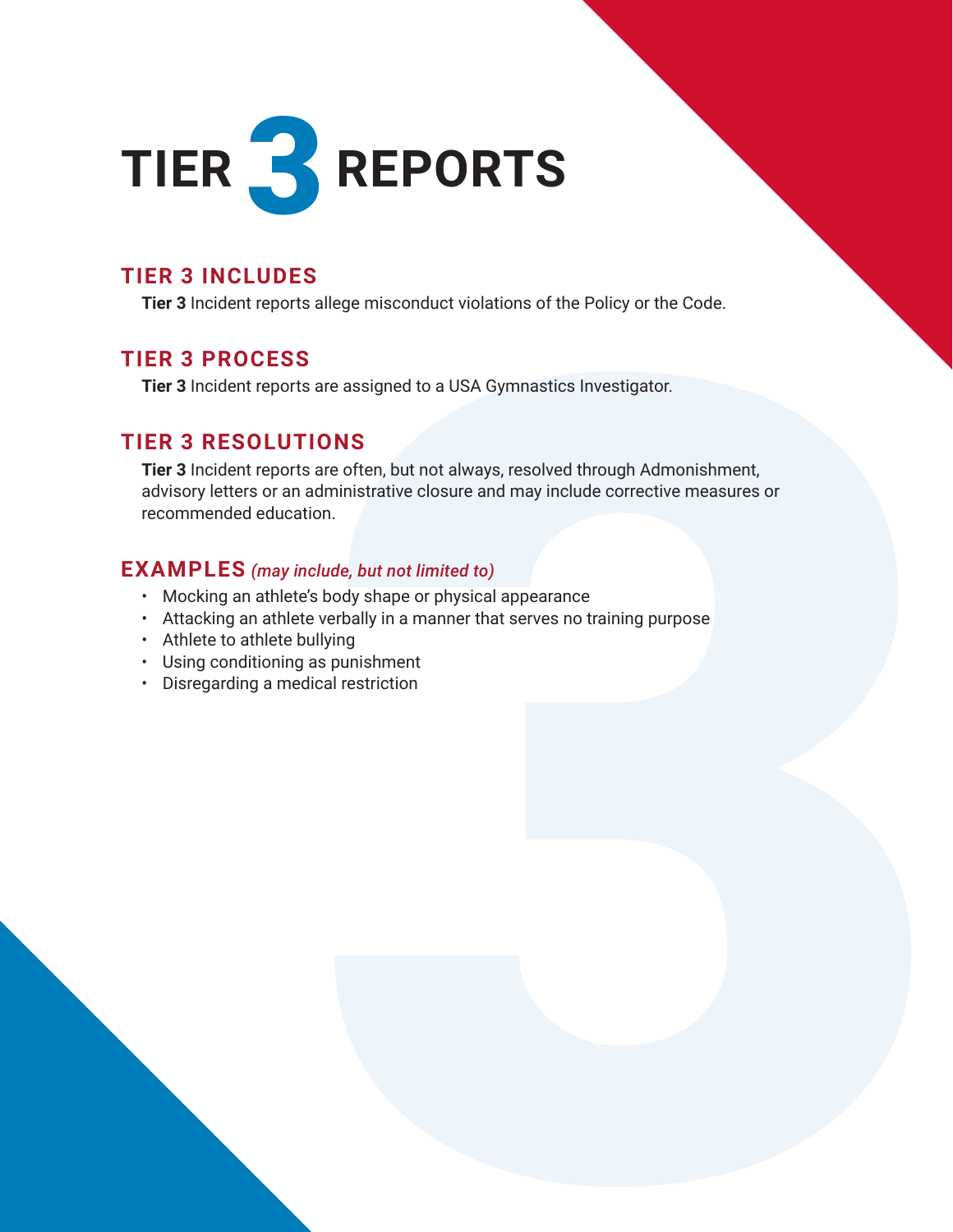# TIER 3 REPORTS

## TIER 3 INCLUDES

**Tier 3** Incident reports allege misconduct violations of the Policy or the Code.

## TIER 3 PROCESS

**Tier 3** Incident reports are assigned to a USA Gymnastics Investigator.

## TIER 3 RESOLUTIONS

**Tier 3** Incident reports are often, but not always, resolved through Admonishment, advisory letters or an administrative closure and may include corrective measures or recommended education.

## EXAMPLES *(may include, but not limited to)*

- Mocking an athlete's body shape or physical appearance
- Attacking an athlete verbally in a manner that serves no training purpose
- Athlete to athlete bullying
- Using conditioning as punishment
- Disregarding a medical restriction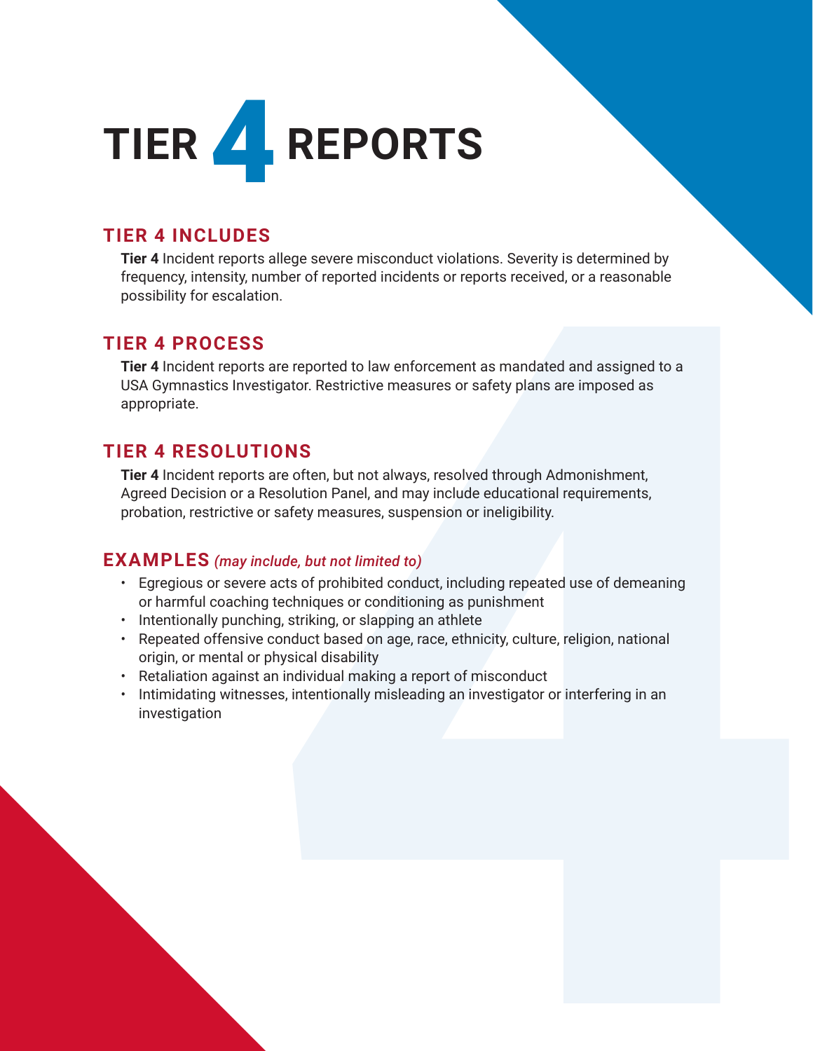# TIER 4 REPORTS

## TIER 4 INCLUDES

**Tier 4** Incident reports allege severe misconduct violations. Severity is determined by frequency, intensity, number of reported incidents or reports received, or a reasonable possibility for escalation.

## TIER 4 PROCESS

**Tier 4** Incident reports are reported to law enforcement as mandated and assigned to a USA Gymnastics Investigator. Restrictive measures or safety plans are imposed as appropriate.

## TIER 4 RESOLUTIONS

**Tier 4** Incident reports are often, but not always, resolved through Admonishment, Agreed Decision or a Resolution Panel, and may include educational requirements, probation, restrictive or safety measures, suspension or ineligibility.

## EXAMPLES *(may include, but not limited to)*

- Egregious or severe acts of prohibited conduct, including repeated use of demeaning or harmful coaching techniques or conditioning as punishment
- Intentionally punching, striking, or slapping an athlete
- Repeated offensive conduct based on age, race, ethnicity, culture, religion, national origin, or mental or physical disability
- Retaliation against an individual making a report of misconduct
- Intimidating witnesses, intentionally misleading an investigator or interfering in an investigation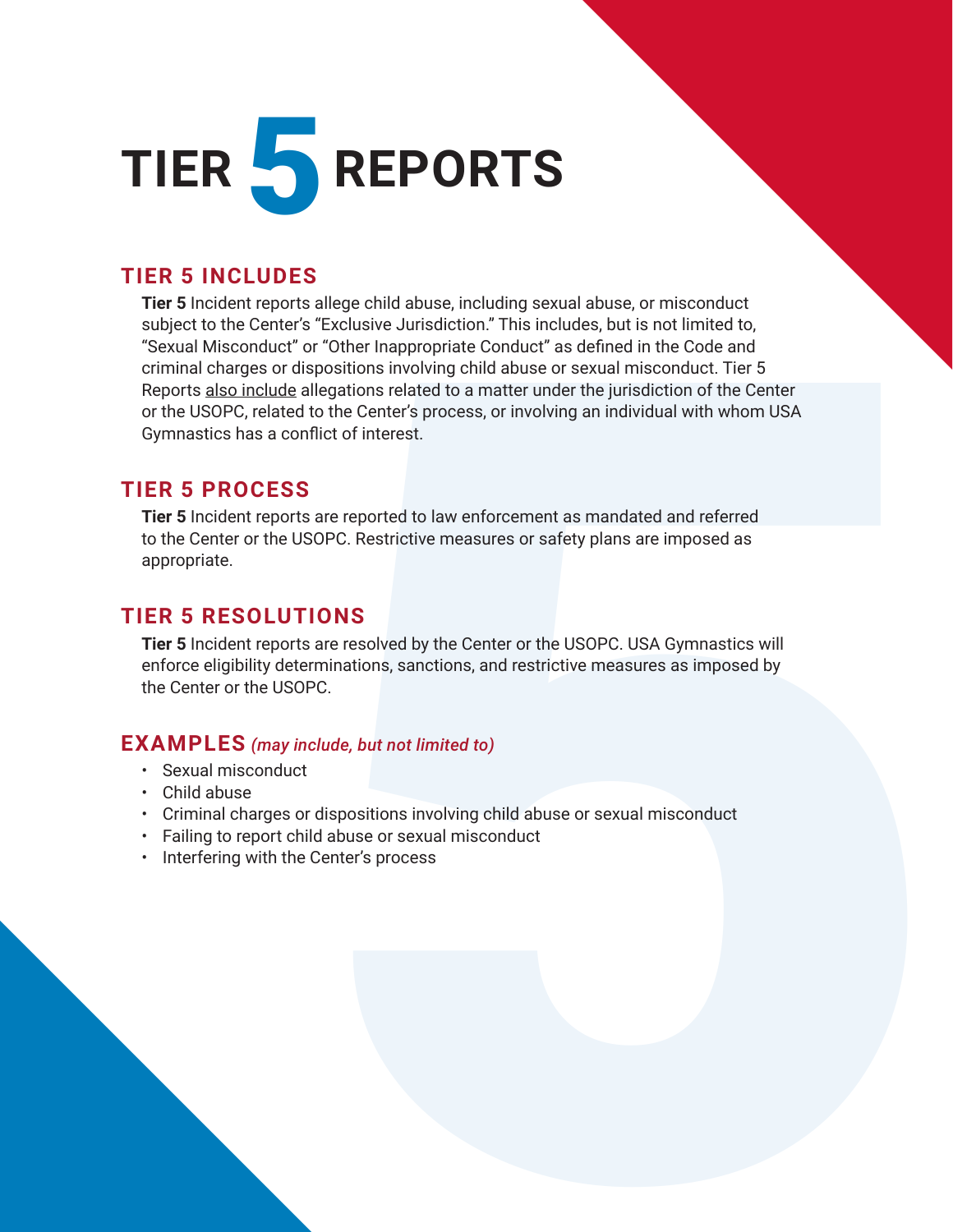# TIER 5 REPORTS

## TIER 5 INCLUDES

**Tier 5** Incident reports allege child abuse, including sexual abuse, or misconduct subject to the Center's "Exclusive Jurisdiction." This includes, but is not limited to, "Sexual Misconduct" or "Other Inappropriate Conduct" as defined in the Code and criminal charges or dispositions involving child abuse or sexual misconduct. Tier 5 Reports <u>also include</u> allegations related to a matter under the jurisdiction of the Center or the USOPC, related to the Center's process, or involving an individual with whom USA Gymnastics has a conflict of interest.

## TIER 5 PROCESS

**Tier 5** Incident reports are reported to law enforcement as mandated and referred to the Center or the USOPC. Restrictive measures or safety plans are imposed as appropriate.

## TIER 5 RESOLUTIONS

**Tier 5** Incident reports are resolved by the Center or the USOPC. USA Gymnastics will enforce eligibility determinations, sanctions, and restrictive measures as imposed by the Center or the USOPC.

## EXAMPLES *(may include, but not limited to)*

- Sexual misconduct
- Child abuse
- Criminal charges or dispositions involving child abuse or sexual misconduct
- Failing to report child abuse or sexual misconduct
- Interfering with the Center's process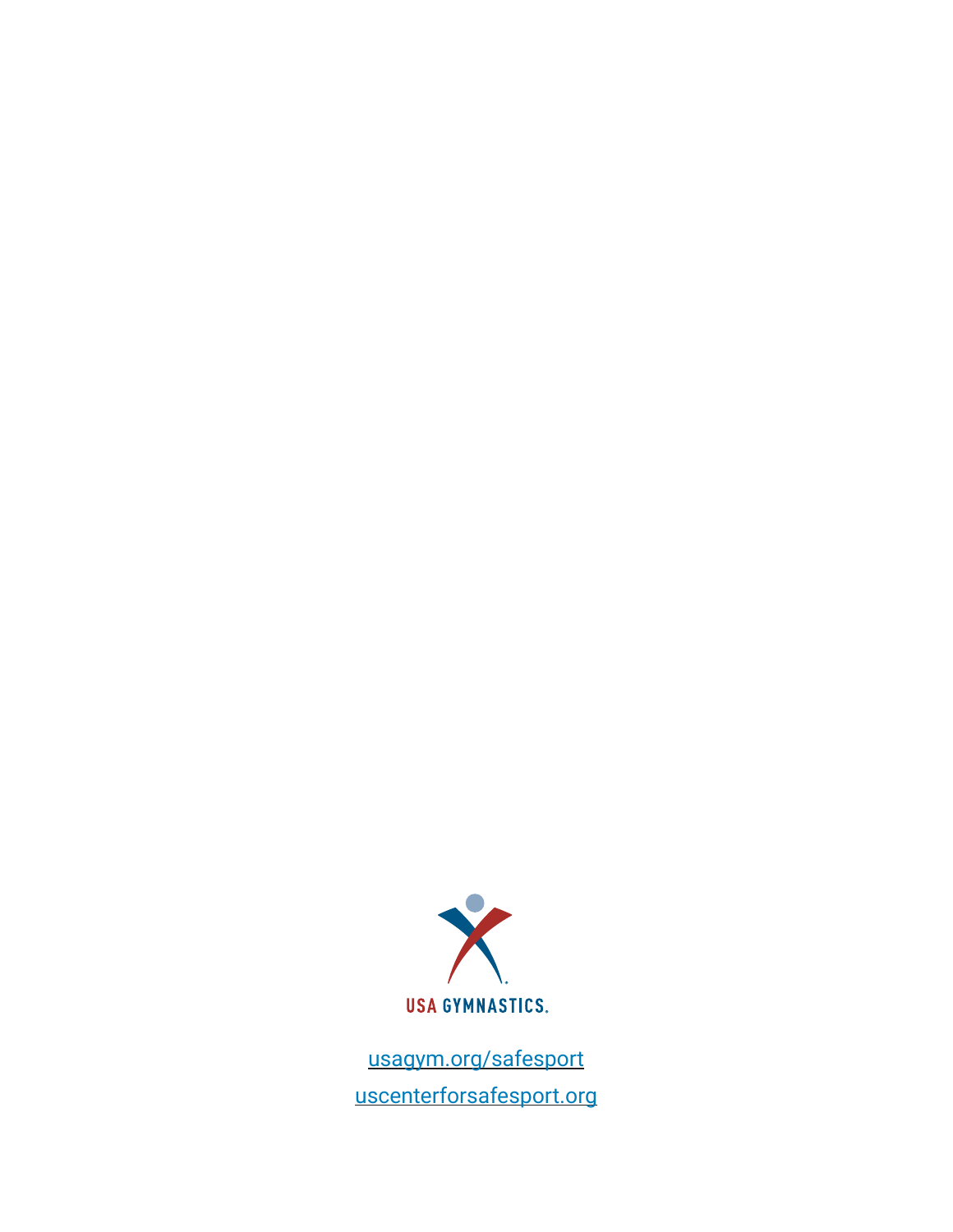USA GYMNASTICS.

usagym.org/safesport

uscenterforsafesport.org